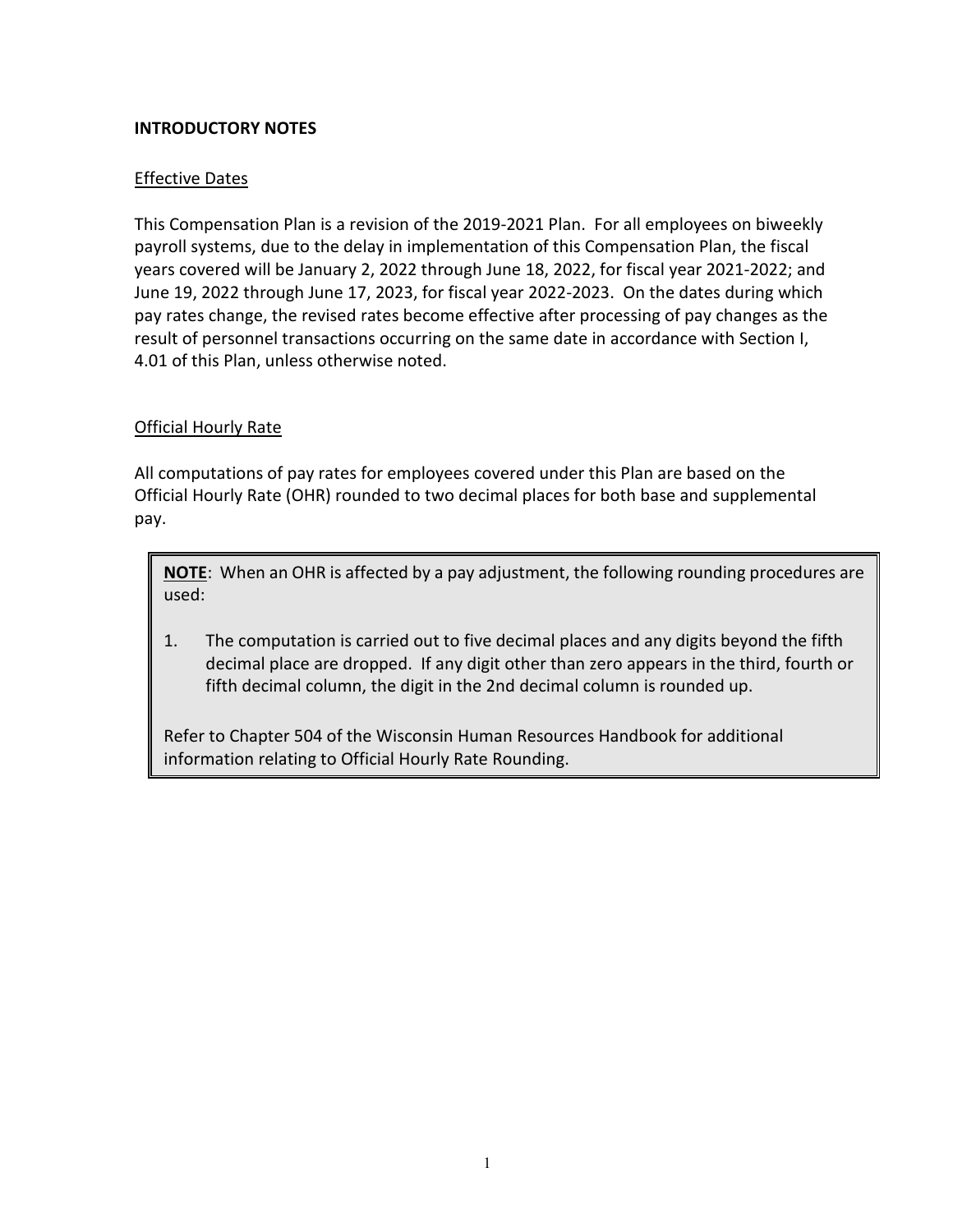## INTRODUCTORY NOTES

### Effective Dates

This Compensation Plan is a revision of the 2019-2021 Plan. For all employees on biweekly payroll systems, due to the delay in implementation of this Compensation Plan, the fiscal years covered will be January 2, 2022 through June 18, 2022, for fiscal year 2021-2022; and June 19, 2022 through June 17, 2023, for fiscal year 2022-2023. On the dates during which pay rates change, the revised rates become effective after processing of pay changes as the result of personnel transactions occurring on the same date in accordance with Section I, 4.01 of this Plan, unless otherwise noted.

### Official Hourly Rate

All computations of pay rates for employees covered under this Plan are based on the Official Hourly Rate (OHR) rounded to two decimal places for both base and supplemental pay.

> **NOTE**: When an OHR is affected by a pay adjustment, the following rounding procedures are used:
>
> 1. The computation is carried out to five decimal places and any digits beyond the fifth decimal place are dropped. If any digit other than zero appears in the third, fourth or fifth decimal column, the digit in the 2nd decimal column is rounded up.
>
> Refer to Chapter 504 of the Wisconsin Human Resources Handbook for additional information relating to Official Hourly Rate Rounding.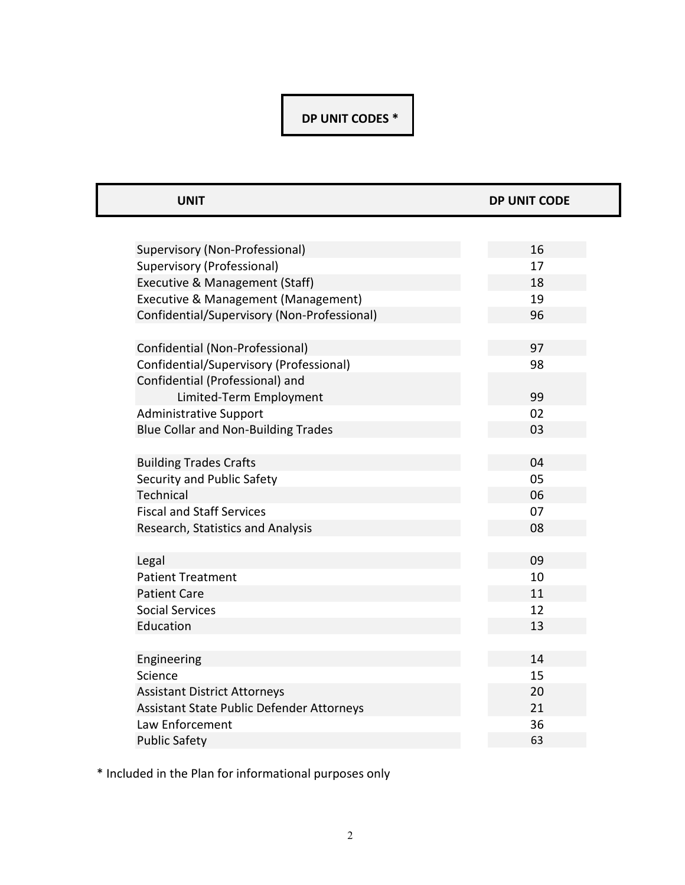# DP UNIT CODES *

| UNIT | DP UNIT CODE |
| --- | --- |
| Supervisory (Non-Professional) | 16 |
| Supervisory (Professional) | 17 |
| Executive & Management (Staff) | 18 |
| Executive & Management (Management) | 19 |
| Confidential/Supervisory (Non-Professional) | 96 |
| Confidential (Non-Professional) | 97 |
| Confidential/Supervisory (Professional) | 98 |
| Confidential (Professional) and Limited-Term Employment | 99 |
| Administrative Support | 02 |
| Blue Collar and Non-Building Trades | 03 |
| Building Trades Crafts | 04 |
| Security and Public Safety | 05 |
| Technical | 06 |
| Fiscal and Staff Services | 07 |
| Research, Statistics and Analysis | 08 |
| Legal | 09 |
| Patient Treatment | 10 |
| Patient Care | 11 |
| Social Services | 12 |
| Education | 13 |
| Engineering | 14 |
| Science | 15 |
| Assistant District Attorneys | 20 |
| Assistant State Public Defender Attorneys | 21 |
| Law Enforcement | 36 |
| Public Safety | 63 |

* Included in the Plan for informational purposes only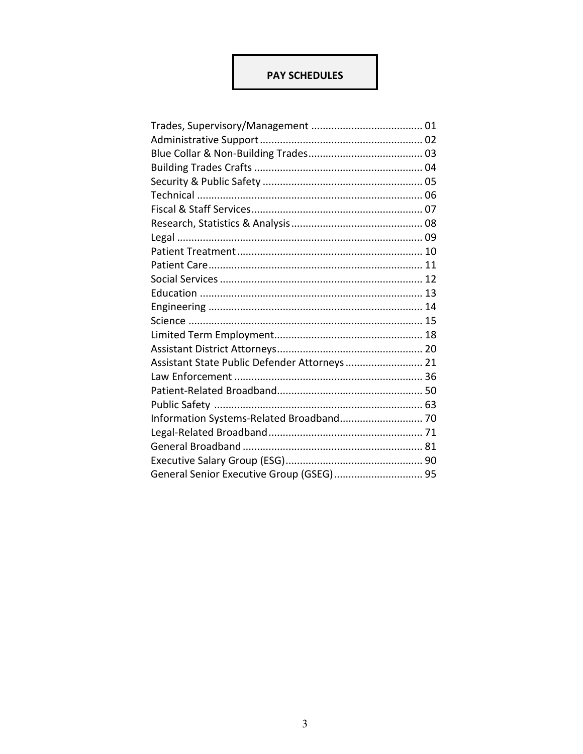# PAY SCHEDULES

| | |
|---|---|
| Trades, Supervisory/Management | 01 |
| Administrative Support | 02 |
| Blue Collar & Non-Building Trades | 03 |
| Building Trades Crafts | 04 |
| Security & Public Safety | 05 |
| Technical | 06 |
| Fiscal & Staff Services | 07 |
| Research, Statistics & Analysis | 08 |
| Legal | 09 |
| Patient Treatment | 10 |
| Patient Care | 11 |
| Social Services | 12 |
| Education | 13 |
| Engineering | 14 |
| Science | 15 |
| Limited Term Employment | 18 |
| Assistant District Attorneys | 20 |
| Assistant State Public Defender Attorneys | 21 |
| Law Enforcement | 36 |
| Patient-Related Broadband | 50 |
| Public Safety | 63 |
| Information Systems-Related Broadband | 70 |
| Legal-Related Broadband | 71 |
| General Broadband | 81 |
| Executive Salary Group (ESG) | 90 |
| General Senior Executive Group (GSEG) | 95 |